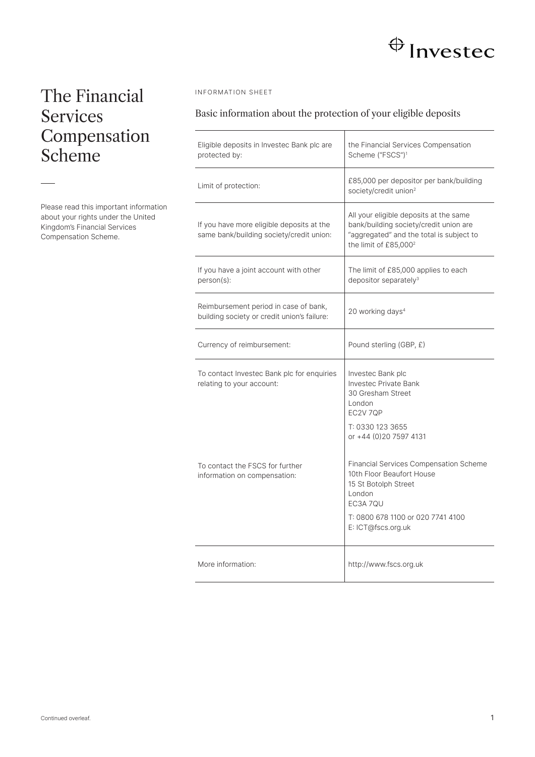# The Financial Services Compensation Scheme

Please read this important information about your rights under the United Kingdom's Financial Services Compensation Scheme.

INFORMATION SHEET

## Basic information about the protection of your eligible deposits

| | |
|---|---|
| Eligible deposits in Investec Bank plc are protected by: | the Financial Services Compensation Scheme ("FSCS")[1] |
| Limit of protection: | £85,000 per depositor per bank/building society/credit union[2] |
| If you have more eligible deposits at the same bank/building society/credit union: | All your eligible deposits at the same bank/building society/credit union are "aggregated" and the total is subject to the limit of £85,000[2] |
| If you have a joint account with other person(s): | The limit of £85,000 applies to each depositor separately[3] |
| Reimbursement period in case of bank, building society or credit union's failure: | 20 working days[4] |
| Currency of reimbursement: | Pound sterling (GBP, £) |
| To contact Investec Bank plc for enquiries relating to your account: | Investec Bank plc<br>Investec Private Bank<br>30 Gresham Street<br>London<br>EC2V 7QP<br>T: 0330 123 3655<br>or +44 (0)20 7597 4131 |
| To contact the FSCS for further information on compensation: | Financial Services Compensation Scheme<br>10th Floor Beaufort House<br>15 St Botolph Street<br>London<br>EC3A 7QU<br>T: 0800 678 1100 or 020 7741 4100<br>E: ICT@fscs.org.uk |
| More information: | http://www.fscs.org.uk |

Continued overleaf.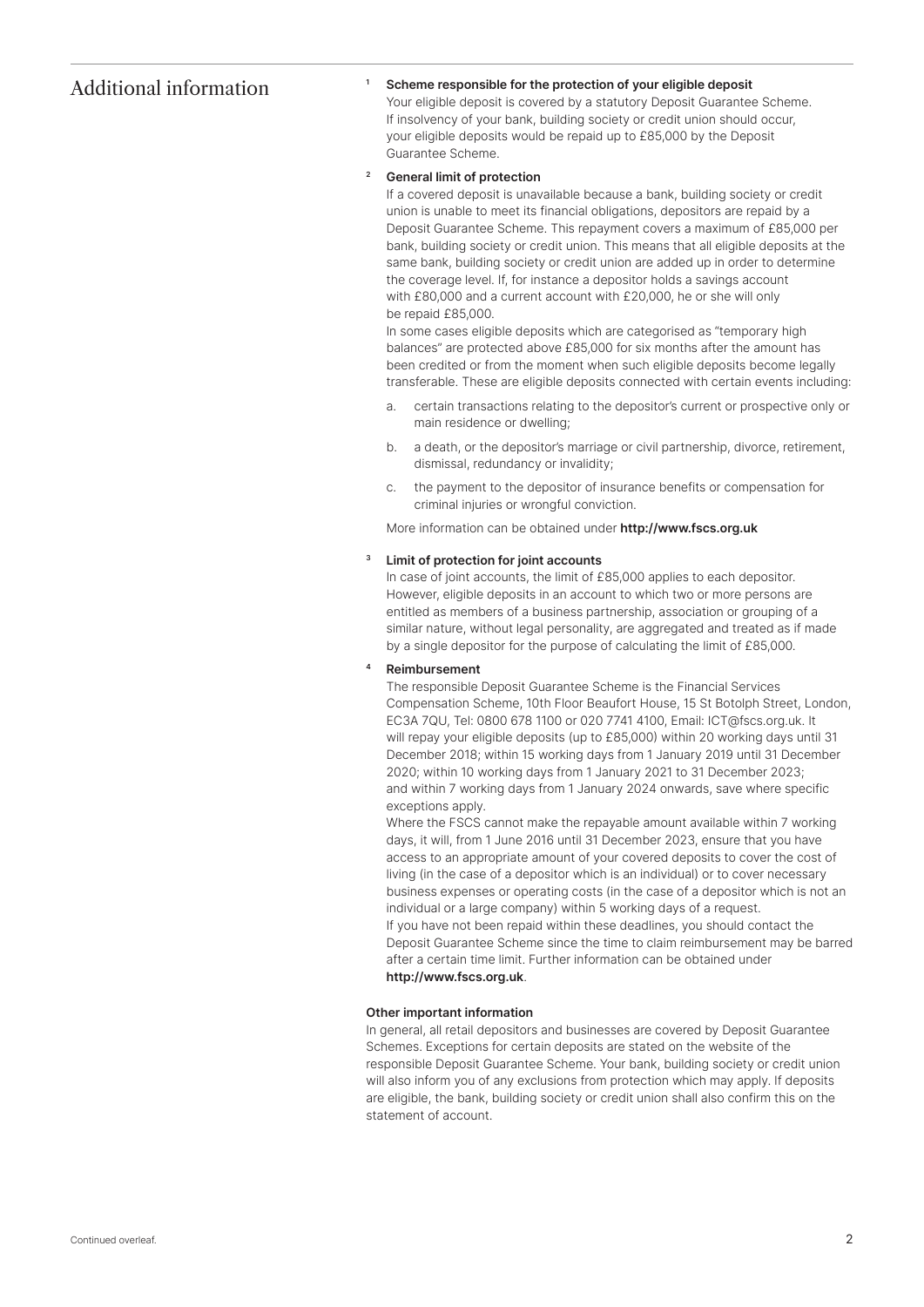## Additional information

**[1] Scheme responsible for the protection of your eligible deposit**

Your eligible deposit is covered by a statutory Deposit Guarantee Scheme. If insolvency of your bank, building society or credit union should occur, your eligible deposits would be repaid up to £85,000 by the Deposit Guarantee Scheme.

**[2] General limit of protection**

If a covered deposit is unavailable because a bank, building society or credit union is unable to meet its financial obligations, depositors are repaid by a Deposit Guarantee Scheme. This repayment covers a maximum of £85,000 per bank, building society or credit union. This means that all eligible deposits at the same bank, building society or credit union are added up in order to determine the coverage level. If, for instance a depositor holds a savings account with £80,000 and a current account with £20,000, he or she will only be repaid £85,000.

In some cases eligible deposits which are categorised as "temporary high balances" are protected above £85,000 for six months after the amount has been credited or from the moment when such eligible deposits become legally transferable. These are eligible deposits connected with certain events including:

a. certain transactions relating to the depositor's current or prospective only or main residence or dwelling;

b. a death, or the depositor's marriage or civil partnership, divorce, retirement, dismissal, redundancy or invalidity;

c. the payment to the depositor of insurance benefits or compensation for criminal injuries or wrongful conviction.

More information can be obtained under **http://www.fscs.org.uk**

**[3] Limit of protection for joint accounts**

In case of joint accounts, the limit of £85,000 applies to each depositor. However, eligible deposits in an account to which two or more persons are entitled as members of a business partnership, association or grouping of a similar nature, without legal personality, are aggregated and treated as if made by a single depositor for the purpose of calculating the limit of £85,000.

**[4] Reimbursement**

The responsible Deposit Guarantee Scheme is the Financial Services Compensation Scheme, 10th Floor Beaufort House, 15 St Botolph Street, London, EC3A 7QU, Tel: 0800 678 1100 or 020 7741 4100, Email: ICT@fscs.org.uk. It will repay your eligible deposits (up to £85,000) within 20 working days until 31 December 2018; within 15 working days from 1 January 2019 until 31 December 2020; within 10 working days from 1 January 2021 to 31 December 2023; and within 7 working days from 1 January 2024 onwards, save where specific exceptions apply.

Where the FSCS cannot make the repayable amount available within 7 working days, it will, from 1 June 2016 until 31 December 2023, ensure that you have access to an appropriate amount of your covered deposits to cover the cost of living (in the case of a depositor which is an individual) or to cover necessary business expenses or operating costs (in the case of a depositor which is not an individual or a large company) within 5 working days of a request.

If you have not been repaid within these deadlines, you should contact the Deposit Guarantee Scheme since the time to claim reimbursement may be barred after a certain time limit. Further information can be obtained under **http://www.fscs.org.uk**.

**Other important information**

In general, all retail depositors and businesses are covered by Deposit Guarantee Schemes. Exceptions for certain deposits are stated on the website of the responsible Deposit Guarantee Scheme. Your bank, building society or credit union will also inform you of any exclusions from protection which may apply. If deposits are eligible, the bank, building society or credit union shall also confirm this on the statement of account.

Continued overleaf.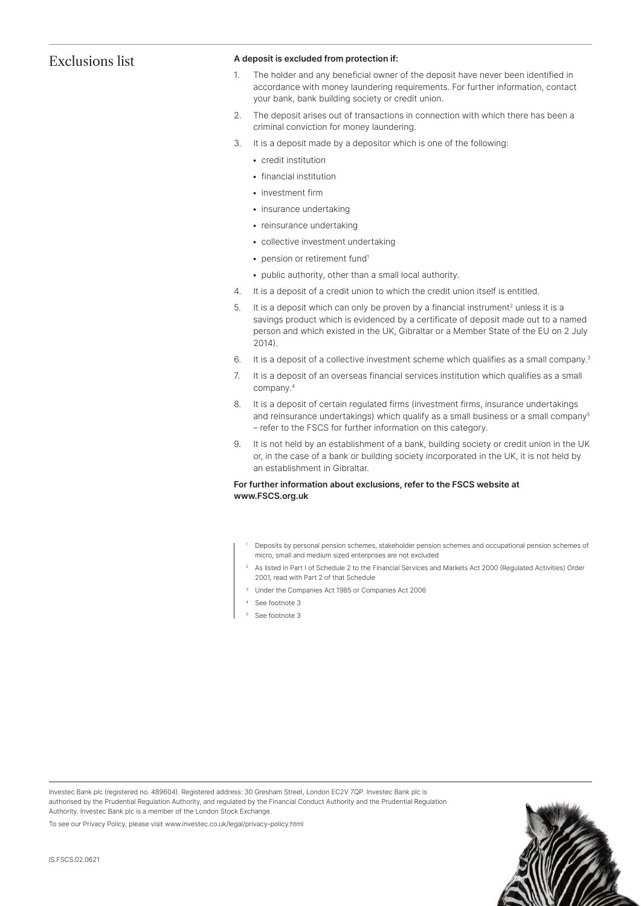## Exclusions list

**A deposit is excluded from protection if:**

1. The holder and any beneficial owner of the deposit have never been identified in accordance with money laundering requirements. For further information, contact your bank, bank building society or credit union.
2. The deposit arises out of transactions in connection with which there has been a criminal conviction for money laundering.
3. It is a deposit made by a depositor which is one of the following:
   - credit institution
   - financial institution
   - investment firm
   - insurance undertaking
   - reinsurance undertaking
   - collective investment undertaking
   - pension or retirement fund[1]
   - public authority, other than a small local authority.
4. It is a deposit of a credit union to which the credit union itself is entitled.
5. It is a deposit which can only be proven by a financial instrument[2] unless it is a savings product which is evidenced by a certificate of deposit made out to a named person and which existed in the UK, Gibraltar or a Member State of the EU on 2 July 2014).
6. It is a deposit of a collective investment scheme which qualifies as a small company.[3]
7. It is a deposit of an overseas financial services institution which qualifies as a small company.[4]
8. It is a deposit of certain regulated firms (investment firms, insurance undertakings and reinsurance undertakings) which qualify as a small business or a small company[5] – refer to the FSCS for further information on this category.
9. It is not held by an establishment of a bank, building society or credit union in the UK or, in the case of a bank or building society incorporated in the UK, it is not held by an establishment in Gibraltar.

**For further information about exclusions, refer to the FSCS website at www.FSCS.org.uk**

[1] Deposits by personal pension schemes, stakeholder pension schemes and occupational pension schemes of micro, small and medium sized enterprises are not excluded

[2] As listed in Part I of Schedule 2 to the Financial Services and Markets Act 2000 (Regulated Activities) Order 2001, read with Part 2 of that Schedule

[3] Under the Companies Act 1985 or Companies Act 2006

[4] See footnote 3

[5] See footnote 3

Investec Bank plc (registered no. 489604). Registered address: 30 Gresham Street, London EC2V 7QP. Investec Bank plc is authorised by the Prudential Regulation Authority, and regulated by the Financial Conduct Authority and the Prudential Regulation Authority. Investec Bank plc is a member of the London Stock Exchange.

To see our Privacy Policy, please visit www.investec.co.uk/legal/privacy-policy.html

IS.FSCS.02.0621